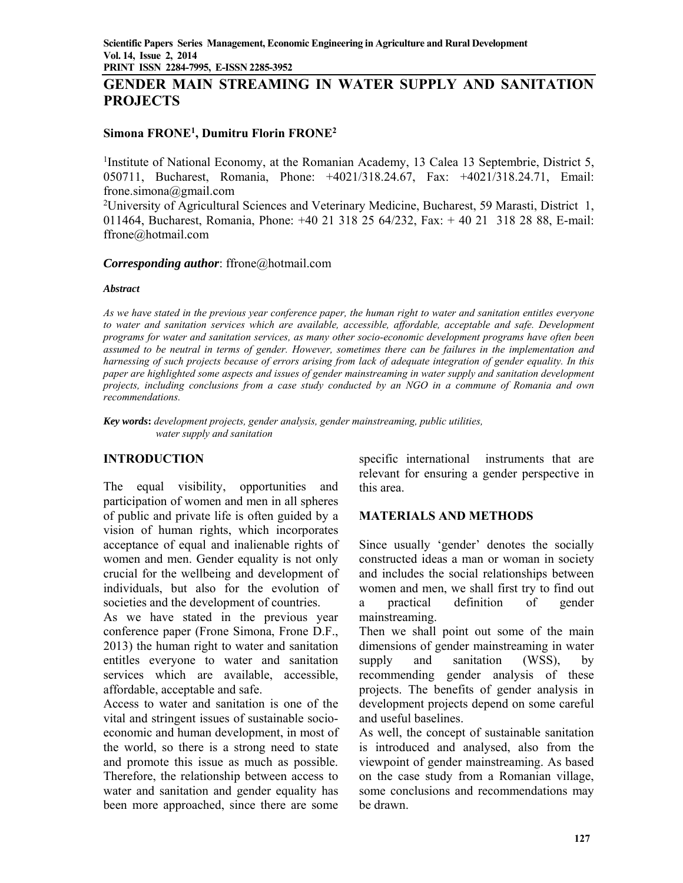# GENDER MAIN STREAMING IN WATER SUPPLY AND SANITATION PROJECTS

**Simona FRONE[1], Dumitru Florin FRONE[2]**

[1]Institute of National Economy, at the Romanian Academy, 13 Calea 13 Septembrie, District 5, 050711, Bucharest, Romania, Phone: +4021/318.24.67, Fax: +4021/318.24.71, Email: frone.simona@gmail.com

[2]University of Agricultural Sciences and Veterinary Medicine, Bucharest, 59 Marasti, District 1, 011464, Bucharest, Romania, Phone: +40 21 318 25 64/232, Fax: + 40 21 318 28 88, E-mail: ffrone@hotmail.com

***Corresponding author***: ffrone@hotmail.com

***Abstract***

*As we have stated in the previous year conference paper, the human right to water and sanitation entitles everyone to water and sanitation services which are available, accessible, affordable, acceptable and safe. Development programs for water and sanitation services, as many other socio-economic development programs have often been assumed to be neutral in terms of gender. However, sometimes there can be failures in the implementation and harnessing of such projects because of errors arising from lack of adequate integration of gender equality. In this paper are highlighted some aspects and issues of gender mainstreaming in water supply and sanitation development projects, including conclusions from a case study conducted by an NGO in a commune of Romania and own recommendations.*

***Key words*****:** *development projects, gender analysis, gender mainstreaming, public utilities, water supply and sanitation*

## INTRODUCTION

The equal visibility, opportunities and participation of women and men in all spheres of public and private life is often guided by a vision of human rights, which incorporates acceptance of equal and inalienable rights of women and men. Gender equality is not only crucial for the wellbeing and development of individuals, but also for the evolution of societies and the development of countries.

As we have stated in the previous year conference paper (Frone Simona, Frone D.F., 2013) the human right to water and sanitation entitles everyone to water and sanitation services which are available, accessible, affordable, acceptable and safe.

Access to water and sanitation is one of the vital and stringent issues of sustainable socio-economic and human development, in most of the world, so there is a strong need to state and promote this issue as much as possible. Therefore, the relationship between access to water and sanitation and gender equality has been more approached, since there are some specific international instruments that are relevant for ensuring a gender perspective in this area.

## MATERIALS AND METHODS

Since usually 'gender' denotes the socially constructed ideas a man or woman in society and includes the social relationships between women and men, we shall first try to find out a practical definition of gender mainstreaming.

Then we shall point out some of the main dimensions of gender mainstreaming in water supply and sanitation (WSS), by recommending gender analysis of these projects. The benefits of gender analysis in development projects depend on some careful and useful baselines.

As well, the concept of sustainable sanitation is introduced and analysed, also from the viewpoint of gender mainstreaming. As based on the case study from a Romanian village, some conclusions and recommendations may be drawn.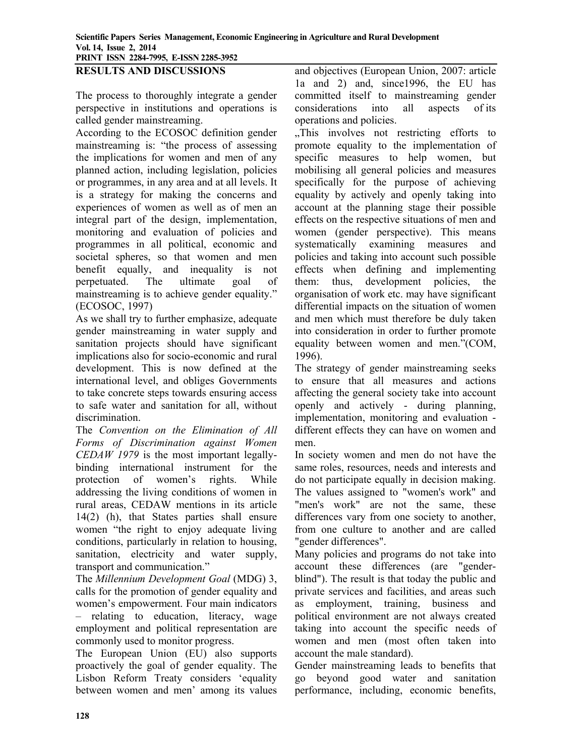## RESULTS AND DISCUSSIONS

The process to thoroughly integrate a gender perspective in institutions and operations is called gender mainstreaming.

According to the ECOSOC definition gender mainstreaming is: "the process of assessing the implications for women and men of any planned action, including legislation, policies or programmes, in any area and at all levels. It is a strategy for making the concerns and experiences of women as well as of men an integral part of the design, implementation, monitoring and evaluation of policies and programmes in all political, economic and societal spheres, so that women and men benefit equally, and inequality is not perpetuated. The ultimate goal of mainstreaming is to achieve gender equality." (ECOSOC, 1997)

As we shall try to further emphasize, adequate gender mainstreaming in water supply and sanitation projects should have significant implications also for socio-economic and rural development. This is now defined at the international level, and obliges Governments to take concrete steps towards ensuring access to safe water and sanitation for all, without discrimination.

The *Convention on the Elimination of All Forms of Discrimination against Women CEDAW 1979* is the most important legally-binding international instrument for the protection of women's rights. While addressing the living conditions of women in rural areas, CEDAW mentions in its article 14(2) (h), that States parties shall ensure women "the right to enjoy adequate living conditions, particularly in relation to housing, sanitation, electricity and water supply, transport and communication."

The *Millennium Development Goal* (MDG) 3, calls for the promotion of gender equality and women's empowerment. Four main indicators – relating to education, literacy, wage employment and political representation are commonly used to monitor progress.

The European Union (EU) also supports proactively the goal of gender equality. The Lisbon Reform Treaty considers 'equality between women and men' among its values and objectives (European Union, 2007: article 1a and 2) and, since1996, the EU has committed itself to mainstreaming gender considerations into all aspects of its operations and policies.

„This involves not restricting efforts to promote equality to the implementation of specific measures to help women, but mobilising all general policies and measures specifically for the purpose of achieving equality by actively and openly taking into account at the planning stage their possible effects on the respective situations of men and women (gender perspective). This means systematically examining measures and policies and taking into account such possible effects when defining and implementing them: thus, development policies, the organisation of work etc. may have significant differential impacts on the situation of women and men which must therefore be duly taken into consideration in order to further promote equality between women and men."(COM, 1996).

The strategy of gender mainstreaming seeks to ensure that all measures and actions affecting the general society take into account openly and actively - during planning, implementation, monitoring and evaluation - different effects they can have on women and men.

In society women and men do not have the same roles, resources, needs and interests and do not participate equally in decision making. The values assigned to "women's work" and "men's work" are not the same, these differences vary from one society to another, from one culture to another and are called "gender differences".

Many policies and programs do not take into account these differences (are "gender-blind"). The result is that today the public and private services and facilities, and areas such as employment, training, business and political environment are not always created taking into account the specific needs of women and men (most often taken into account the male standard).

Gender mainstreaming leads to benefits that go beyond good water and sanitation performance, including, economic benefits,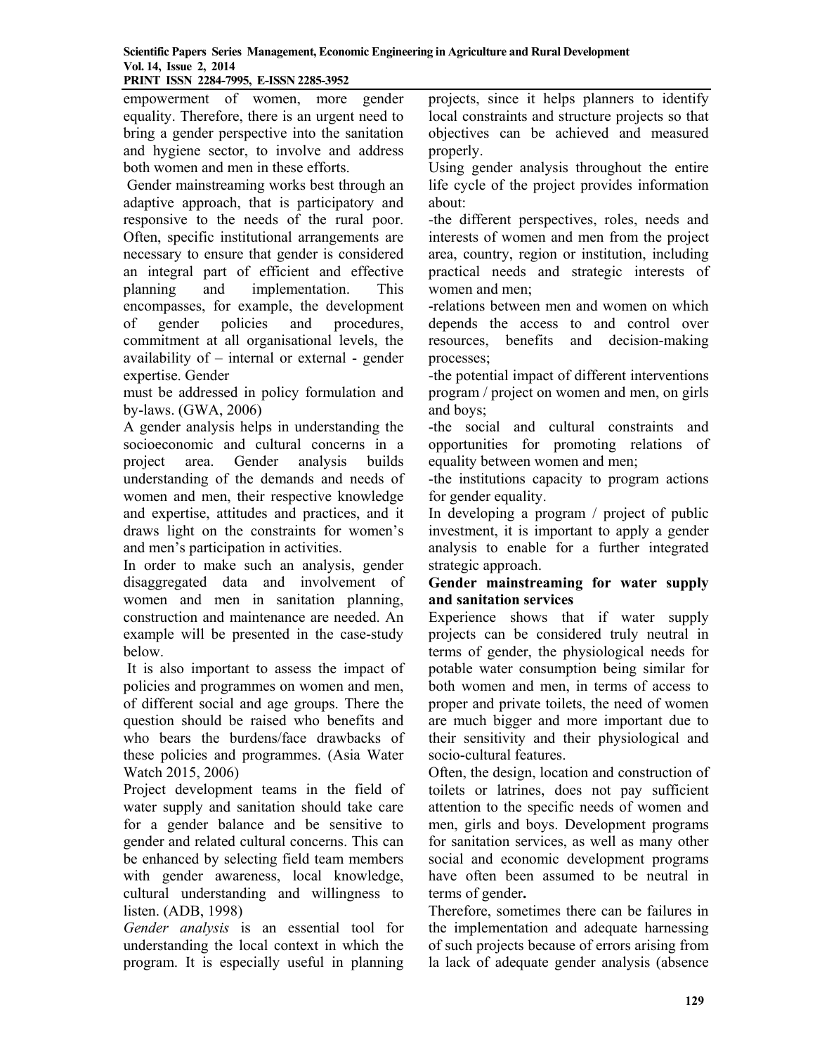empowerment of women, more gender equality. Therefore, there is an urgent need to bring a gender perspective into the sanitation and hygiene sector, to involve and address both women and men in these efforts.

Gender mainstreaming works best through an adaptive approach, that is participatory and responsive to the needs of the rural poor. Often, specific institutional arrangements are necessary to ensure that gender is considered an integral part of efficient and effective planning and implementation. This encompasses, for example, the development of gender policies and procedures, commitment at all organisational levels, the availability of – internal or external - gender expertise. Gender must be addressed in policy formulation and by-laws. (GWA, 2006)

A gender analysis helps in understanding the socioeconomic and cultural concerns in a project area. Gender analysis builds understanding of the demands and needs of women and men, their respective knowledge and expertise, attitudes and practices, and it draws light on the constraints for women's and men's participation in activities.

In order to make such an analysis, gender disaggregated data and involvement of women and men in sanitation planning, construction and maintenance are needed. An example will be presented in the case-study below.

It is also important to assess the impact of policies and programmes on women and men, of different social and age groups. There the question should be raised who benefits and who bears the burdens/face drawbacks of these policies and programmes. (Asia Water Watch 2015, 2006)

Project development teams in the field of water supply and sanitation should take care for a gender balance and be sensitive to gender and related cultural concerns. This can be enhanced by selecting field team members with gender awareness, local knowledge, cultural understanding and willingness to listen. (ADB, 1998)

*Gender analysis* is an essential tool for understanding the local context in which the program. It is especially useful in planning projects, since it helps planners to identify local constraints and structure projects so that objectives can be achieved and measured properly.

Using gender analysis throughout the entire life cycle of the project provides information about:

-the different perspectives, roles, needs and interests of women and men from the project area, country, region or institution, including practical needs and strategic interests of women and men;

-relations between men and women on which depends the access to and control over resources, benefits and decision-making processes;

-the potential impact of different interventions program / project on women and men, on girls and boys;

-the social and cultural constraints and opportunities for promoting relations of equality between women and men;

-the institutions capacity to program actions for gender equality.

In developing a program / project of public investment, it is important to apply a gender analysis to enable for a further integrated strategic approach.

**Gender mainstreaming for water supply and sanitation services**

Experience shows that if water supply projects can be considered truly neutral in terms of gender, the physiological needs for potable water consumption being similar for both women and men, in terms of access to proper and private toilets, the need of women are much bigger and more important due to their sensitivity and their physiological and socio-cultural features.

Often, the design, location and construction of toilets or latrines, does not pay sufficient attention to the specific needs of women and men, girls and boys. Development programs for sanitation services, as well as many other social and economic development programs have often been assumed to be neutral in terms of gender**.**

Therefore, sometimes there can be failures in the implementation and adequate harnessing of such projects because of errors arising from la lack of adequate gender analysis (absence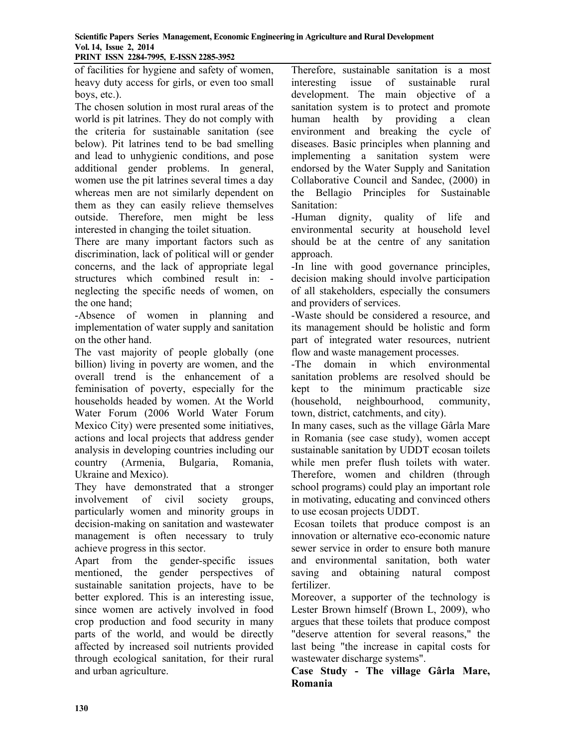of facilities for hygiene and safety of women, heavy duty access for girls, or even too small boys, etc.).

The chosen solution in most rural areas of the world is pit latrines. They do not comply with the criteria for sustainable sanitation (see below). Pit latrines tend to be bad smelling and lead to unhygienic conditions, and pose additional gender problems. In general, women use the pit latrines several times a day whereas men are not similarly dependent on them as they can easily relieve themselves outside. Therefore, men might be less interested in changing the toilet situation.

There are many important factors such as discrimination, lack of political will or gender concerns, and the lack of appropriate legal structures which combined result in: - neglecting the specific needs of women, on the one hand;

-Absence of women in planning and implementation of water supply and sanitation on the other hand.

The vast majority of people globally (one billion) living in poverty are women, and the overall trend is the enhancement of a feminisation of poverty, especially for the households headed by women. At the World Water Forum (2006 World Water Forum Mexico City) were presented some initiatives, actions and local projects that address gender analysis in developing countries including our country (Armenia, Bulgaria, Romania, Ukraine and Mexico).

They have demonstrated that a stronger involvement of civil society groups, particularly women and minority groups in decision-making on sanitation and wastewater management is often necessary to truly achieve progress in this sector.

Apart from the gender-specific issues mentioned, the gender perspectives of sustainable sanitation projects, have to be better explored. This is an interesting issue, since women are actively involved in food crop production and food security in many parts of the world, and would be directly affected by increased soil nutrients provided through ecological sanitation, for their rural and urban agriculture.

Therefore, sustainable sanitation is a most interesting issue of sustainable rural development. The main objective of a sanitation system is to protect and promote human health by providing a clean environment and breaking the cycle of diseases. Basic principles when planning and implementing a sanitation system were endorsed by the Water Supply and Sanitation Collaborative Council and Sandec, (2000) in the Bellagio Principles for Sustainable Sanitation:

-Human dignity, quality of life and environmental security at household level should be at the centre of any sanitation approach.

-In line with good governance principles, decision making should involve participation of all stakeholders, especially the consumers and providers of services.

-Waste should be considered a resource, and its management should be holistic and form part of integrated water resources, nutrient flow and waste management processes.

-The domain in which environmental sanitation problems are resolved should be kept to the minimum practicable size (household, neighbourhood, community, town, district, catchments, and city).

In many cases, such as the village Gârla Mare in Romania (see case study), women accept sustainable sanitation by UDDT ecosan toilets while men prefer flush toilets with water. Therefore, women and children (through school programs) could play an important role in motivating, educating and convinced others to use ecosan projects UDDT.

Ecosan toilets that produce compost is an innovation or alternative eco-economic nature sewer service in order to ensure both manure and environmental sanitation, both water saving and obtaining natural compost fertilizer.

Moreover, a supporter of the technology is Lester Brown himself (Brown L, 2009), who argues that these toilets that produce compost "deserve attention for several reasons," the last being "the increase in capital costs for wastewater discharge systems".

**Case Study - The village Gârla Mare, Romania**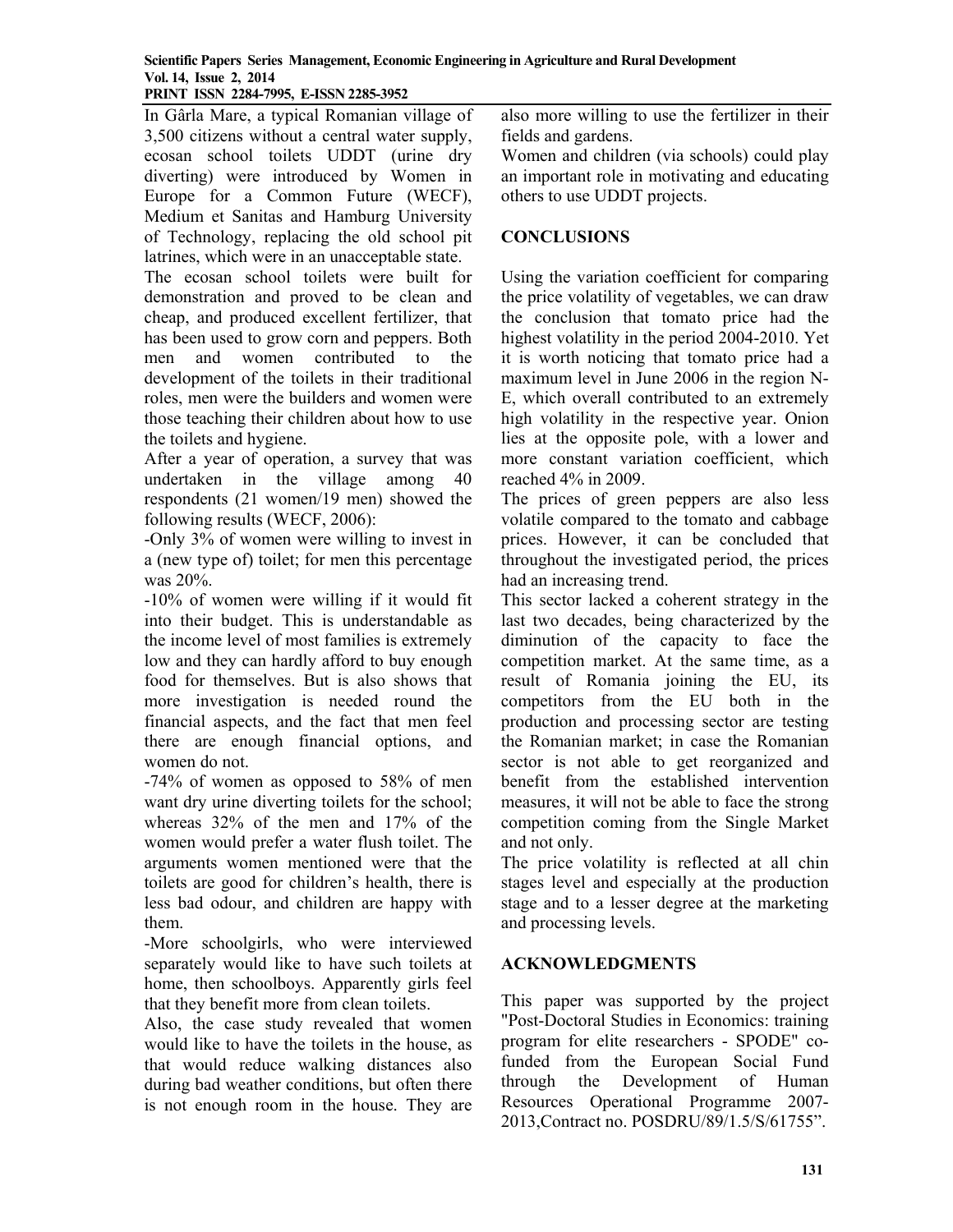In Gârla Mare, a typical Romanian village of 3,500 citizens without a central water supply, ecosan school toilets UDDT (urine dry diverting) were introduced by Women in Europe for a Common Future (WECF), Medium et Sanitas and Hamburg University of Technology, replacing the old school pit latrines, which were in an unacceptable state.

The ecosan school toilets were built for demonstration and proved to be clean and cheap, and produced excellent fertilizer, that has been used to grow corn and peppers. Both men and women contributed to the development of the toilets in their traditional roles, men were the builders and women were those teaching their children about how to use the toilets and hygiene.

After a year of operation, a survey that was undertaken in the village among 40 respondents (21 women/19 men) showed the following results (WECF, 2006):

-Only 3% of women were willing to invest in a (new type of) toilet; for men this percentage was 20%.

-10% of women were willing if it would fit into their budget. This is understandable as the income level of most families is extremely low and they can hardly afford to buy enough food for themselves. But is also shows that more investigation is needed round the financial aspects, and the fact that men feel there are enough financial options, and women do not.

-74% of women as opposed to 58% of men want dry urine diverting toilets for the school; whereas 32% of the men and 17% of the women would prefer a water flush toilet. The arguments women mentioned were that the toilets are good for children's health, there is less bad odour, and children are happy with them.

-More schoolgirls, who were interviewed separately would like to have such toilets at home, then schoolboys. Apparently girls feel that they benefit more from clean toilets.

Also, the case study revealed that women would like to have the toilets in the house, as that would reduce walking distances also during bad weather conditions, but often there is not enough room in the house. They are also more willing to use the fertilizer in their fields and gardens.

Women and children (via schools) could play an important role in motivating and educating others to use UDDT projects.

## CONCLUSIONS

Using the variation coefficient for comparing the price volatility of vegetables, we can draw the conclusion that tomato price had the highest volatility in the period 2004-2010. Yet it is worth noticing that tomato price had a maximum level in June 2006 in the region N-E, which overall contributed to an extremely high volatility in the respective year. Onion lies at the opposite pole, with a lower and more constant variation coefficient, which reached 4% in 2009.

The prices of green peppers are also less volatile compared to the tomato and cabbage prices. However, it can be concluded that throughout the investigated period, the prices had an increasing trend.

This sector lacked a coherent strategy in the last two decades, being characterized by the diminution of the capacity to face the competition market. At the same time, as a result of Romania joining the EU, its competitors from the EU both in the production and processing sector are testing the Romanian market; in case the Romanian sector is not able to get reorganized and benefit from the established intervention measures, it will not be able to face the strong competition coming from the Single Market and not only.

The price volatility is reflected at all chin stages level and especially at the production stage and to a lesser degree at the marketing and processing levels.

## ACKNOWLEDGMENTS

This paper was supported by the project "Post-Doctoral Studies in Economics: training program for elite researchers - SPODE" co-funded from the European Social Fund through the Development of Human Resources Operational Programme 2007-2013,Contract no. POSDRU/89/1.5/S/61755".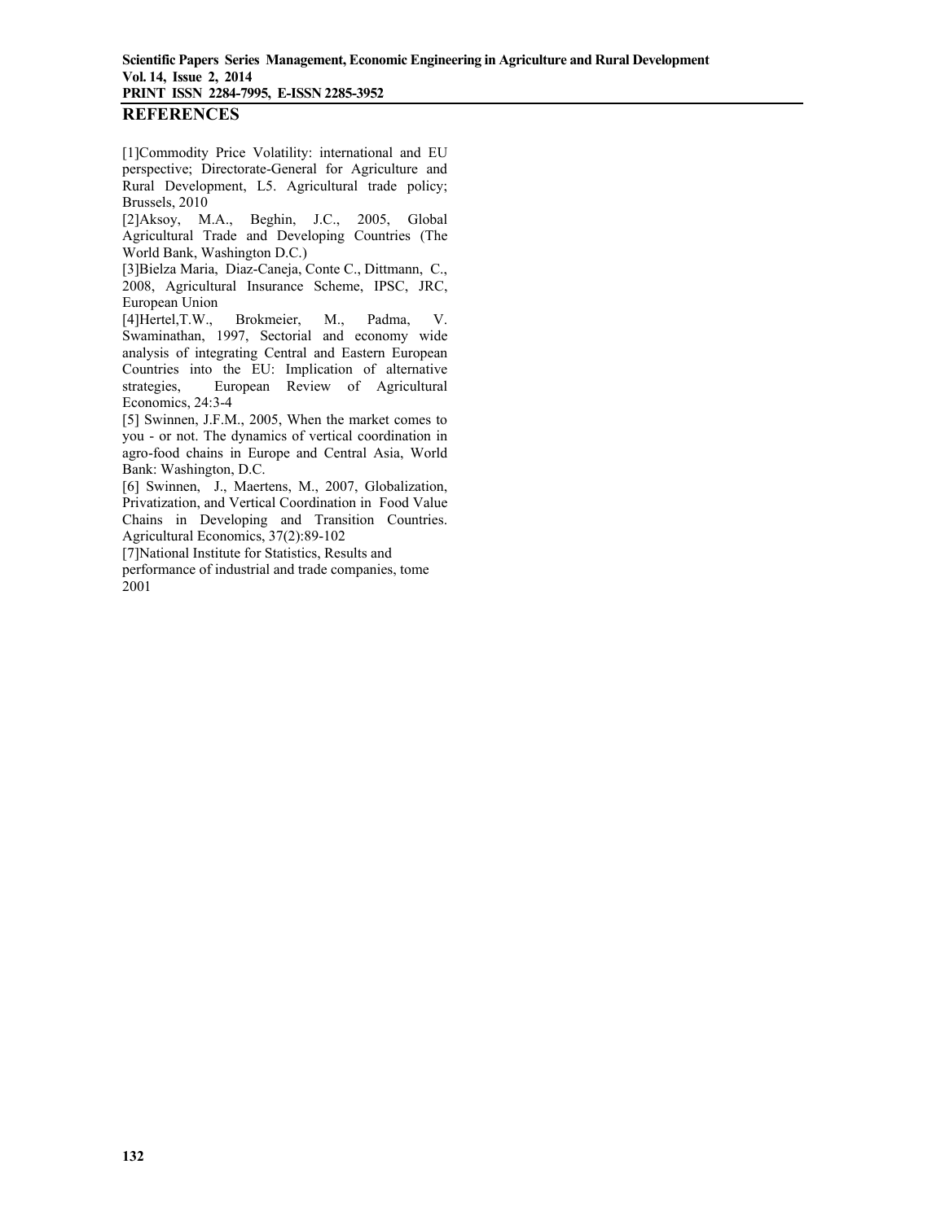## REFERENCES

[1]Commodity Price Volatility: international and EU perspective; Directorate-General for Agriculture and Rural Development, L5. Agricultural trade policy; Brussels, 2010

[2]Aksoy, M.A., Beghin, J.C., 2005, Global Agricultural Trade and Developing Countries (The World Bank, Washington D.C.)

[3]Bielza Maria, Diaz-Caneja, Conte C., Dittmann, C., 2008, Agricultural Insurance Scheme, IPSC, JRC, European Union

[4]Hertel,T.W., Brokmeier, M., Padma, V. Swaminathan, 1997, Sectorial and economy wide analysis of integrating Central and Eastern European Countries into the EU: Implication of alternative strategies, European Review of Agricultural Economics, 24:3-4

[5] Swinnen, J.F.M., 2005, When the market comes to you - or not. The dynamics of vertical coordination in agro-food chains in Europe and Central Asia, World Bank: Washington, D.C.

[6] Swinnen, J., Maertens, M., 2007, Globalization, Privatization, and Vertical Coordination in Food Value Chains in Developing and Transition Countries. Agricultural Economics, 37(2):89-102

[7]National Institute for Statistics, Results and performance of industrial and trade companies, tome 2001